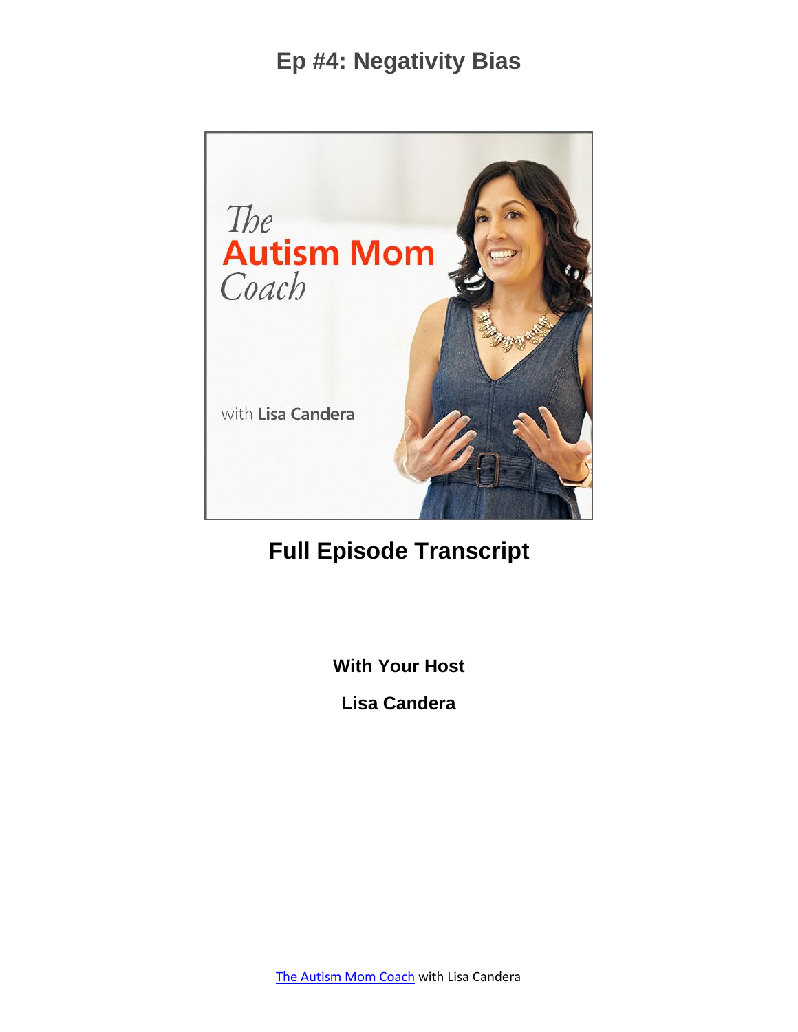# Ep #4: Negativity Bias

## Full Episode Transcript

**With Your Host**

**Lisa Candera**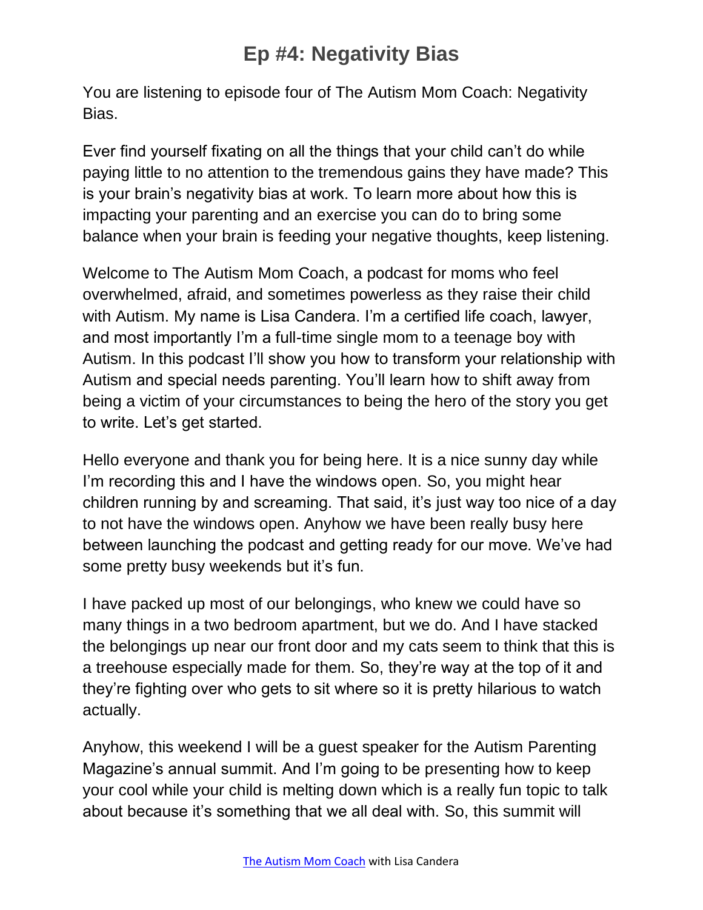# Ep #4: Negativity Bias

You are listening to episode four of The Autism Mom Coach: Negativity Bias.

Ever find yourself fixating on all the things that your child can't do while paying little to no attention to the tremendous gains they have made? This is your brain's negativity bias at work. To learn more about how this is impacting your parenting and an exercise you can do to bring some balance when your brain is feeding your negative thoughts, keep listening.

Welcome to The Autism Mom Coach, a podcast for moms who feel overwhelmed, afraid, and sometimes powerless as they raise their child with Autism. My name is Lisa Candera. I'm a certified life coach, lawyer, and most importantly I'm a full-time single mom to a teenage boy with Autism. In this podcast I'll show you how to transform your relationship with Autism and special needs parenting. You'll learn how to shift away from being a victim of your circumstances to being the hero of the story you get to write. Let's get started.

Hello everyone and thank you for being here. It is a nice sunny day while I'm recording this and I have the windows open. So, you might hear children running by and screaming. That said, it's just way too nice of a day to not have the windows open. Anyhow we have been really busy here between launching the podcast and getting ready for our move. We've had some pretty busy weekends but it's fun.

I have packed up most of our belongings, who knew we could have so many things in a two bedroom apartment, but we do. And I have stacked the belongings up near our front door and my cats seem to think that this is a treehouse especially made for them. So, they're way at the top of it and they're fighting over who gets to sit where so it is pretty hilarious to watch actually.

Anyhow, this weekend I will be a guest speaker for the Autism Parenting Magazine's annual summit. And I'm going to be presenting how to keep your cool while your child is melting down which is a really fun topic to talk about because it's something that we all deal with. So, this summit will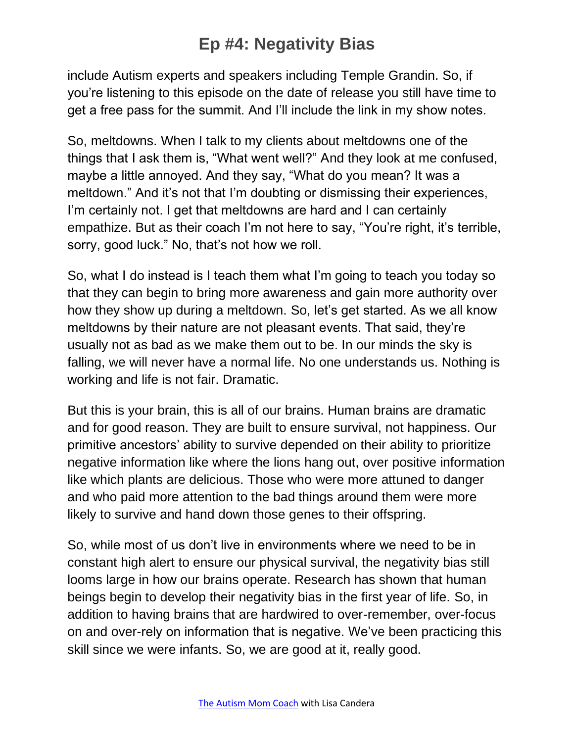include Autism experts and speakers including Temple Grandin. So, if you're listening to this episode on the date of release you still have time to get a free pass for the summit. And I'll include the link in my show notes.

So, meltdowns. When I talk to my clients about meltdowns one of the things that I ask them is, "What went well?" And they look at me confused, maybe a little annoyed. And they say, "What do you mean? It was a meltdown." And it's not that I'm doubting or dismissing their experiences, I'm certainly not. I get that meltdowns are hard and I can certainly empathize. But as their coach I'm not here to say, "You're right, it's terrible, sorry, good luck." No, that's not how we roll.

So, what I do instead is I teach them what I'm going to teach you today so that they can begin to bring more awareness and gain more authority over how they show up during a meltdown. So, let's get started. As we all know meltdowns by their nature are not pleasant events. That said, they're usually not as bad as we make them out to be. In our minds the sky is falling, we will never have a normal life. No one understands us. Nothing is working and life is not fair. Dramatic.

But this is your brain, this is all of our brains. Human brains are dramatic and for good reason. They are built to ensure survival, not happiness. Our primitive ancestors' ability to survive depended on their ability to prioritize negative information like where the lions hang out, over positive information like which plants are delicious. Those who were more attuned to danger and who paid more attention to the bad things around them were more likely to survive and hand down those genes to their offspring.

So, while most of us don't live in environments where we need to be in constant high alert to ensure our physical survival, the negativity bias still looms large in how our brains operate. Research has shown that human beings begin to develop their negativity bias in the first year of life. So, in addition to having brains that are hardwired to over-remember, over-focus on and over-rely on information that is negative. We've been practicing this skill since we were infants. So, we are good at it, really good.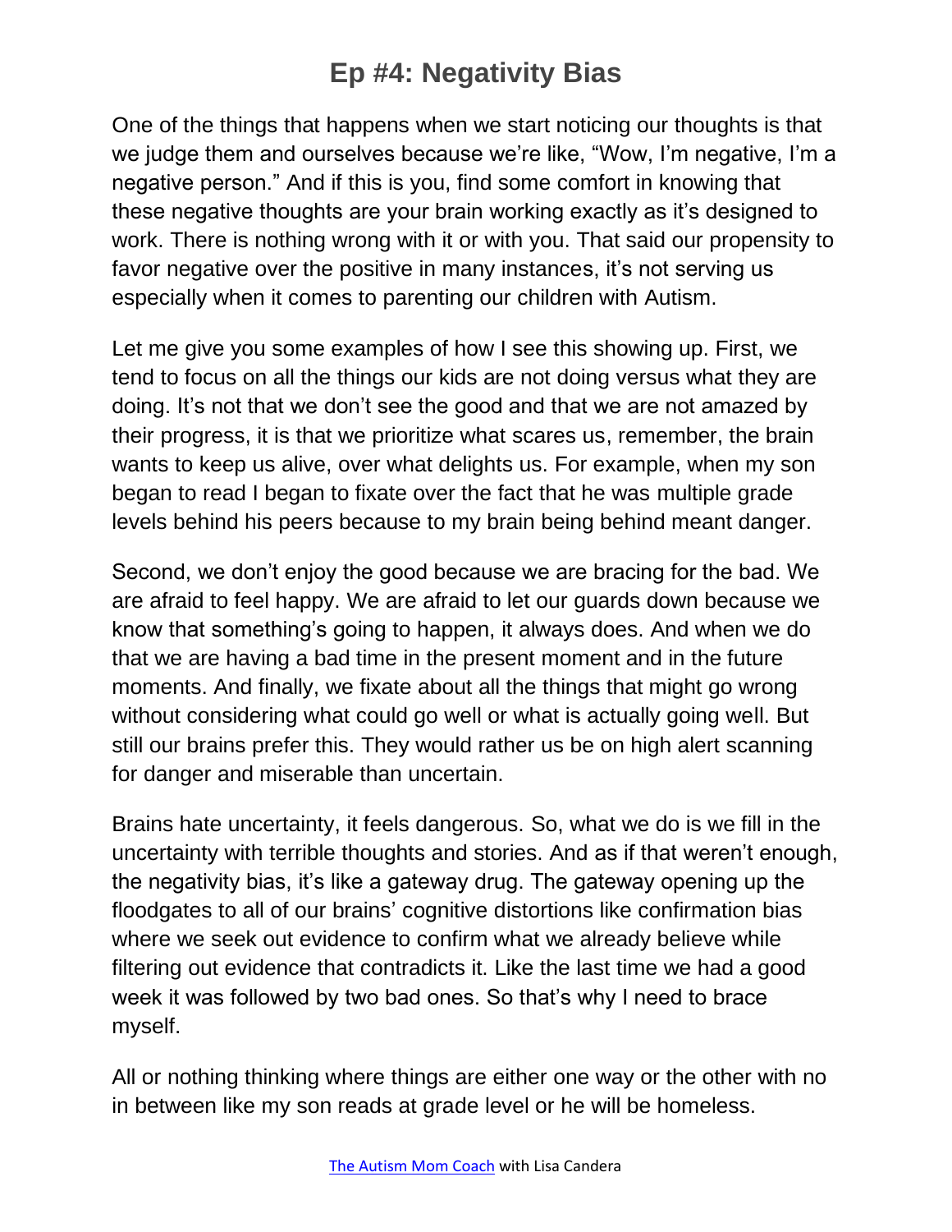# Ep #4: Negativity Bias

One of the things that happens when we start noticing our thoughts is that we judge them and ourselves because we're like, "Wow, I'm negative, I'm a negative person." And if this is you, find some comfort in knowing that these negative thoughts are your brain working exactly as it's designed to work. There is nothing wrong with it or with you. That said our propensity to favor negative over the positive in many instances, it's not serving us especially when it comes to parenting our children with Autism.

Let me give you some examples of how I see this showing up. First, we tend to focus on all the things our kids are not doing versus what they are doing. It's not that we don't see the good and that we are not amazed by their progress, it is that we prioritize what scares us, remember, the brain wants to keep us alive, over what delights us. For example, when my son began to read I began to fixate over the fact that he was multiple grade levels behind his peers because to my brain being behind meant danger.

Second, we don't enjoy the good because we are bracing for the bad. We are afraid to feel happy. We are afraid to let our guards down because we know that something's going to happen, it always does. And when we do that we are having a bad time in the present moment and in the future moments. And finally, we fixate about all the things that might go wrong without considering what could go well or what is actually going well. But still our brains prefer this. They would rather us be on high alert scanning for danger and miserable than uncertain.

Brains hate uncertainty, it feels dangerous. So, what we do is we fill in the uncertainty with terrible thoughts and stories. And as if that weren't enough, the negativity bias, it's like a gateway drug. The gateway opening up the floodgates to all of our brains' cognitive distortions like confirmation bias where we seek out evidence to confirm what we already believe while filtering out evidence that contradicts it. Like the last time we had a good week it was followed by two bad ones. So that's why I need to brace myself.

All or nothing thinking where things are either one way or the other with no in between like my son reads at grade level or he will be homeless.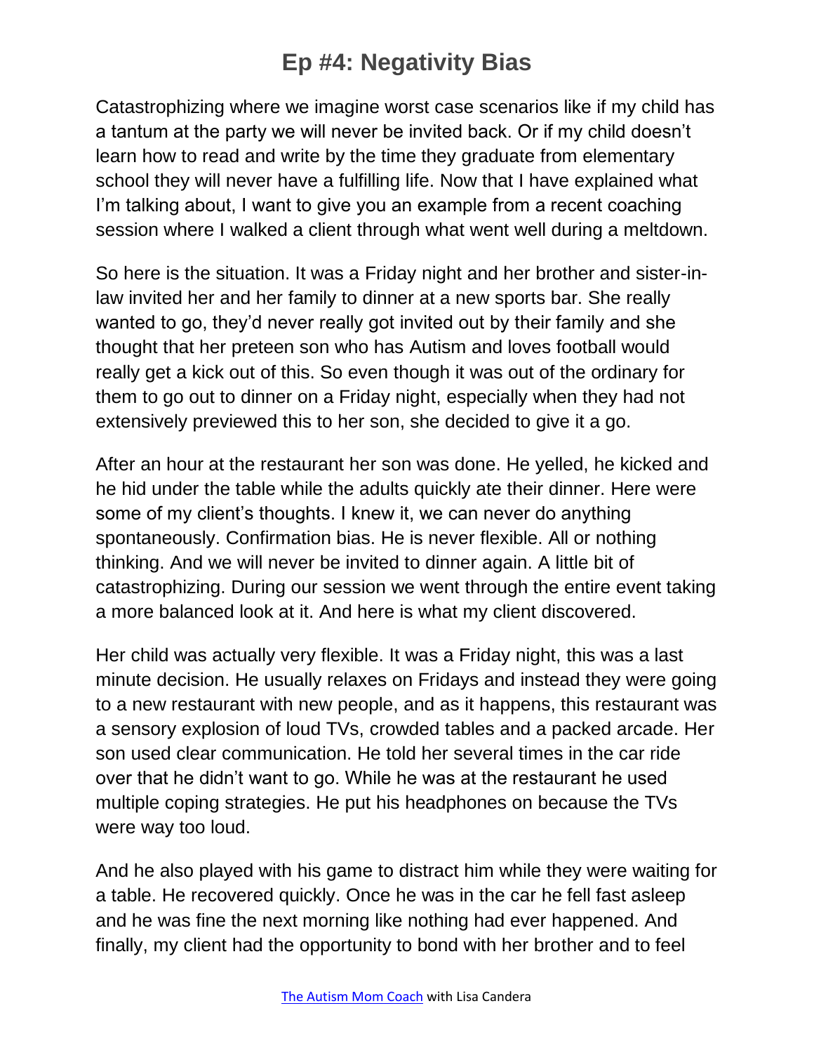Catastrophizing where we imagine worst case scenarios like if my child has a tantum at the party we will never be invited back. Or if my child doesn't learn how to read and write by the time they graduate from elementary school they will never have a fulfilling life. Now that I have explained what I'm talking about, I want to give you an example from a recent coaching session where I walked a client through what went well during a meltdown.

So here is the situation. It was a Friday night and her brother and sister-in-law invited her and her family to dinner at a new sports bar. She really wanted to go, they'd never really got invited out by their family and she thought that her preteen son who has Autism and loves football would really get a kick out of this. So even though it was out of the ordinary for them to go out to dinner on a Friday night, especially when they had not extensively previewed this to her son, she decided to give it a go.

After an hour at the restaurant her son was done. He yelled, he kicked and he hid under the table while the adults quickly ate their dinner. Here were some of my client's thoughts. I knew it, we can never do anything spontaneously. Confirmation bias. He is never flexible. All or nothing thinking. And we will never be invited to dinner again. A little bit of catastrophizing. During our session we went through the entire event taking a more balanced look at it. And here is what my client discovered.

Her child was actually very flexible. It was a Friday night, this was a last minute decision. He usually relaxes on Fridays and instead they were going to a new restaurant with new people, and as it happens, this restaurant was a sensory explosion of loud TVs, crowded tables and a packed arcade. Her son used clear communication. He told her several times in the car ride over that he didn't want to go. While he was at the restaurant he used multiple coping strategies. He put his headphones on because the TVs were way too loud.

And he also played with his game to distract him while they were waiting for a table. He recovered quickly. Once he was in the car he fell fast asleep and he was fine the next morning like nothing had ever happened. And finally, my client had the opportunity to bond with her brother and to feel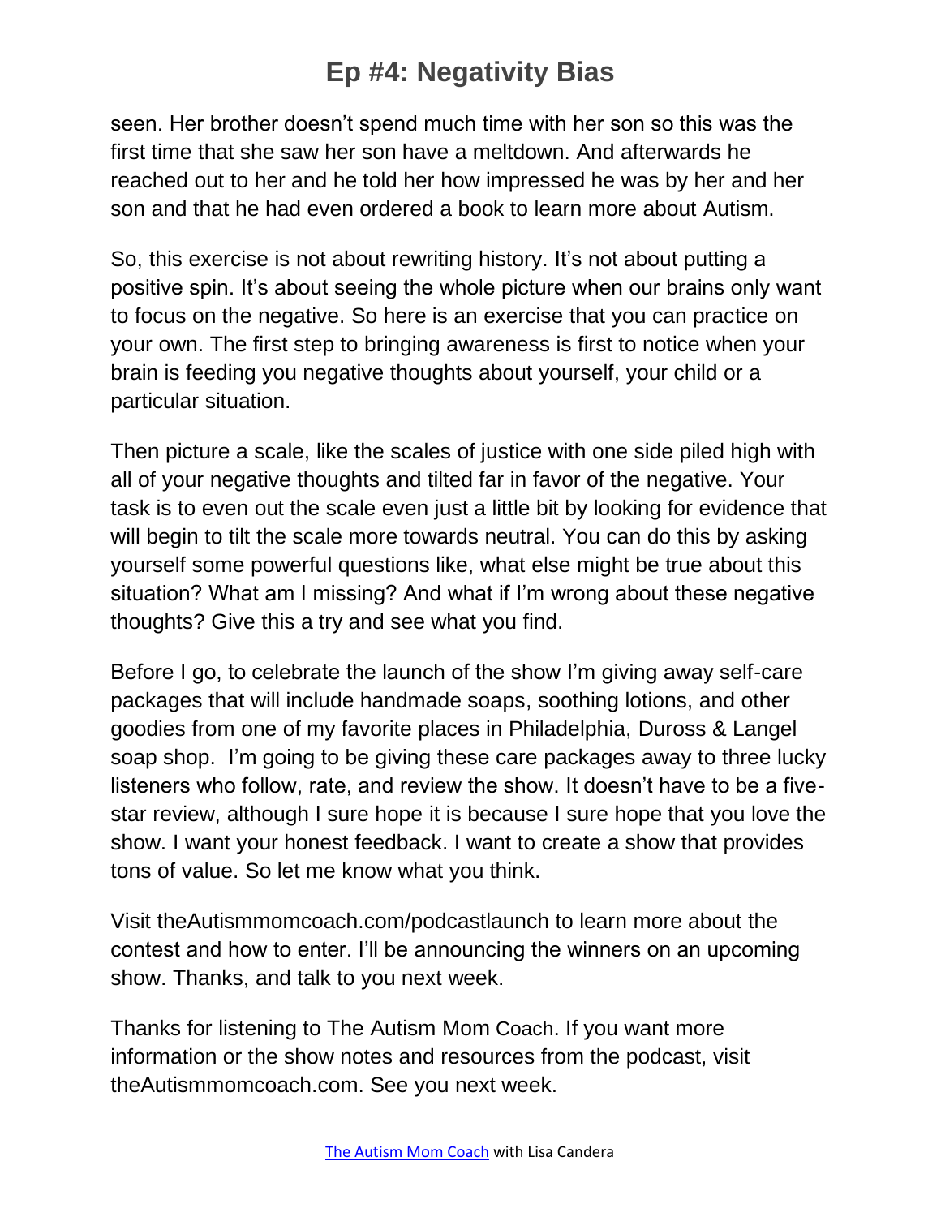seen. Her brother doesn't spend much time with her son so this was the first time that she saw her son have a meltdown. And afterwards he reached out to her and he told her how impressed he was by her and her son and that he had even ordered a book to learn more about Autism.

So, this exercise is not about rewriting history. It's not about putting a positive spin. It's about seeing the whole picture when our brains only want to focus on the negative. So here is an exercise that you can practice on your own. The first step to bringing awareness is first to notice when your brain is feeding you negative thoughts about yourself, your child or a particular situation.

Then picture a scale, like the scales of justice with one side piled high with all of your negative thoughts and tilted far in favor of the negative. Your task is to even out the scale even just a little bit by looking for evidence that will begin to tilt the scale more towards neutral. You can do this by asking yourself some powerful questions like, what else might be true about this situation? What am I missing? And what if I'm wrong about these negative thoughts? Give this a try and see what you find.

Before I go, to celebrate the launch of the show I'm giving away self-care packages that will include handmade soaps, soothing lotions, and other goodies from one of my favorite places in Philadelphia, Duross & Langel soap shop. I'm going to be giving these care packages away to three lucky listeners who follow, rate, and review the show. It doesn't have to be a five-star review, although I sure hope it is because I sure hope that you love the show. I want your honest feedback. I want to create a show that provides tons of value. So let me know what you think.

Visit theAutismmomcoach.com/podcastlaunch to learn more about the contest and how to enter. I'll be announcing the winners on an upcoming show. Thanks, and talk to you next week.

Thanks for listening to The Autism Mom Coach. If you want more information or the show notes and resources from the podcast, visit theAutismmomcoach.com. See you next week.